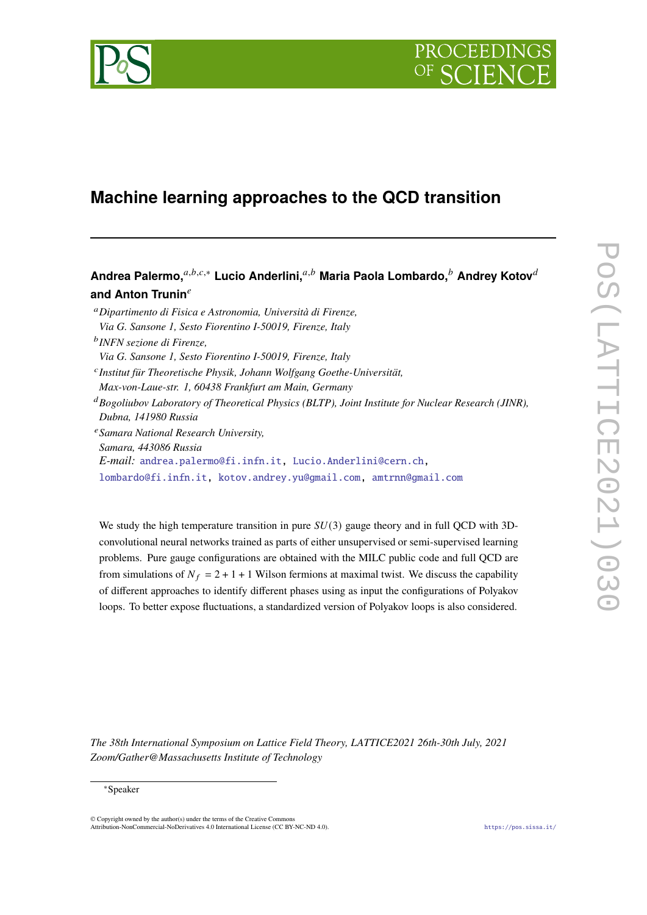# Machine learning approaches to the QCD transition

**Andrea Palermo,**[a,b,c,*] **Lucio Anderlini,**[a,b] **Maria Paola Lombardo,**[b] **Andrey Kotov**[d] **and Anton Trunin**[e]

[a] *Dipartimento di Fisica e Astronomia, Università di Firenze, Via G. Sansone 1, Sesto Fiorentino I-50019, Firenze, Italy*

[b] *INFN sezione di Firenze, Via G. Sansone 1, Sesto Fiorentino I-50019, Firenze, Italy*

[c] *Institut für Theoretische Physik, Johann Wolfgang Goethe-Universität, Max-von-Laue-str. 1, 60438 Frankfurt am Main, Germany*

[d] *Bogoliubov Laboratory of Theoretical Physics (BLTP), Joint Institute for Nuclear Research (JINR), Dubna, 141980 Russia*

[e] *Samara National Research University, Samara, 443086 Russia*

*E-mail:* andrea.palermo@fi.infn.it, Lucio.Anderlini@cern.ch, lombardo@fi.infn.it, kotov.andrey.yu@gmail.com, amtrnn@gmail.com

We study the high temperature transition in pure $SU(3)$ gauge theory and in full QCD with 3D-convolutional neural networks trained as parts of either unsupervised or semi-supervised learning problems. Pure gauge configurations are obtained with the MILC public code and full QCD are from simulations of $N_f = 2 + 1 + 1$ Wilson fermions at maximal twist. We discuss the capability of different approaches to identify different phases using as input the configurations of Polyakov loops. To better expose fluctuations, a standardized version of Polyakov loops is also considered.

*The 38th International Symposium on Lattice Field Theory, LATTICE2021 26th-30th July, 2021 Zoom/Gather@Massachusetts Institute of Technology*

[*] Speaker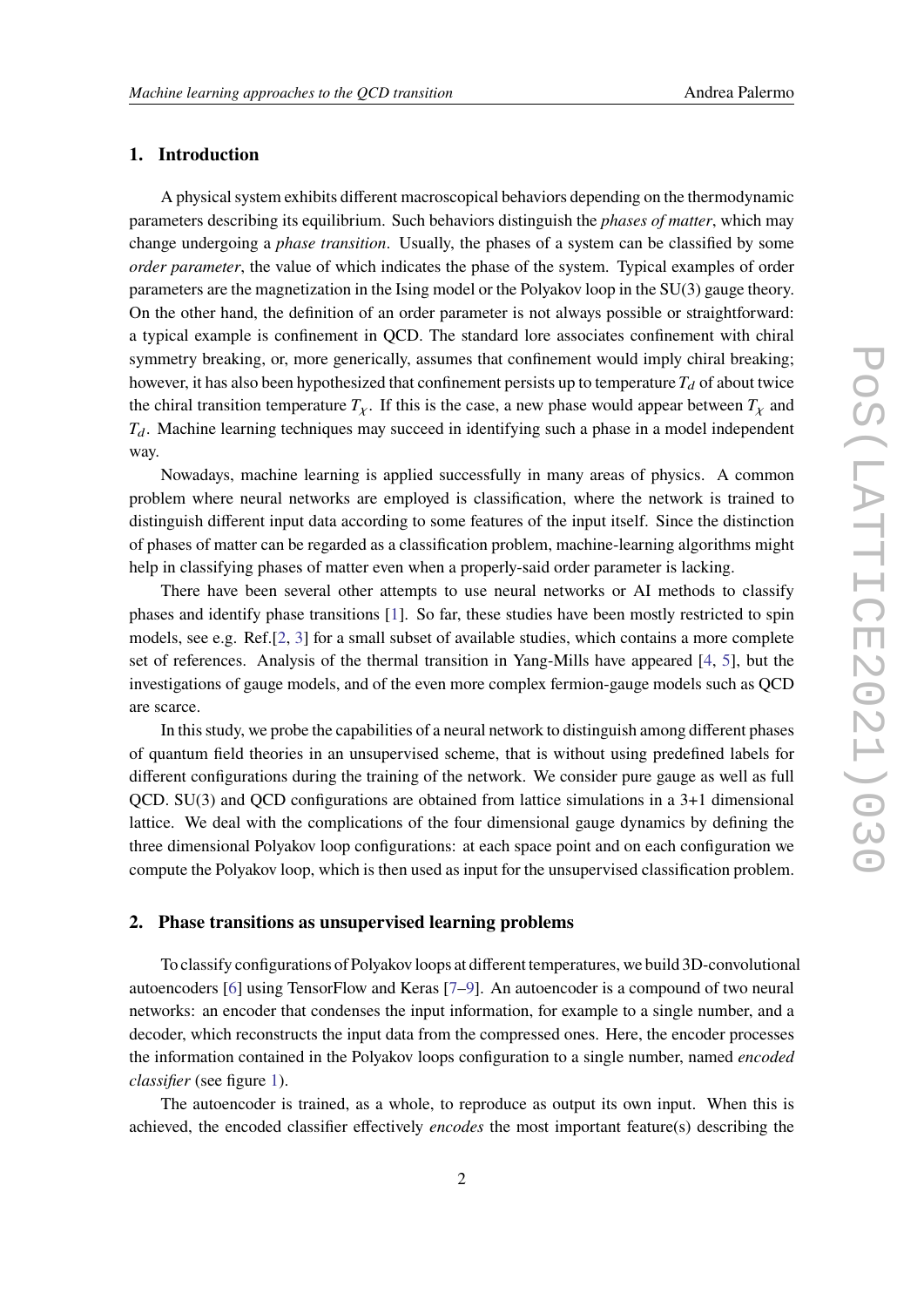## 1. Introduction

A physical system exhibits different macroscopical behaviors depending on the thermodynamic parameters describing its equilibrium. Such behaviors distinguish the *phases of matter*, which may change undergoing a *phase transition*. Usually, the phases of a system can be classified by some *order parameter*, the value of which indicates the phase of the system. Typical examples of order parameters are the magnetization in the Ising model or the Polyakov loop in the SU(3) gauge theory. On the other hand, the definition of an order parameter is not always possible or straightforward: a typical example is confinement in QCD. The standard lore associates confinement with chiral symmetry breaking, or, more generically, assumes that confinement would imply chiral breaking; however, it has also been hypothesized that confinement persists up to temperature $T_d$ of about twice the chiral transition temperature $T_\chi$. If this is the case, a new phase would appear between $T_\chi$ and $T_d$. Machine learning techniques may succeed in identifying such a phase in a model independent way.

Nowadays, machine learning is applied successfully in many areas of physics. A common problem where neural networks are employed is classification, where the network is trained to distinguish different input data according to some features of the input itself. Since the distinction of phases of matter can be regarded as a classification problem, machine-learning algorithms might help in classifying phases of matter even when a properly-said order parameter is lacking.

There have been several other attempts to use neural networks or AI methods to classify phases and identify phase transitions [1]. So far, these studies have been mostly restricted to spin models, see e.g. Ref.[2, 3] for a small subset of available studies, which contains a more complete set of references. Analysis of the thermal transition in Yang-Mills have appeared [4, 5], but the investigations of gauge models, and of the even more complex fermion-gauge models such as QCD are scarce.

In this study, we probe the capabilities of a neural network to distinguish among different phases of quantum field theories in an unsupervised scheme, that is without using predefined labels for different configurations during the training of the network. We consider pure gauge as well as full QCD. SU(3) and QCD configurations are obtained from lattice simulations in a 3+1 dimensional lattice. We deal with the complications of the four dimensional gauge dynamics by defining the three dimensional Polyakov loop configurations: at each space point and on each configuration we compute the Polyakov loop, which is then used as input for the unsupervised classification problem.

## 2. Phase transitions as unsupervised learning problems

To classify configurations of Polyakov loops at different temperatures, we build 3D-convolutional autoencoders [6] using TensorFlow and Keras [7–9]. An autoencoder is a compound of two neural networks: an encoder that condenses the input information, for example to a single number, and a decoder, which reconstructs the input data from the compressed ones. Here, the encoder processes the information contained in the Polyakov loops configuration to a single number, named *encoded classifier* (see figure 1).

The autoencoder is trained, as a whole, to reproduce as output its own input. When this is achieved, the encoded classifier effectively *encodes* the most important feature(s) describing the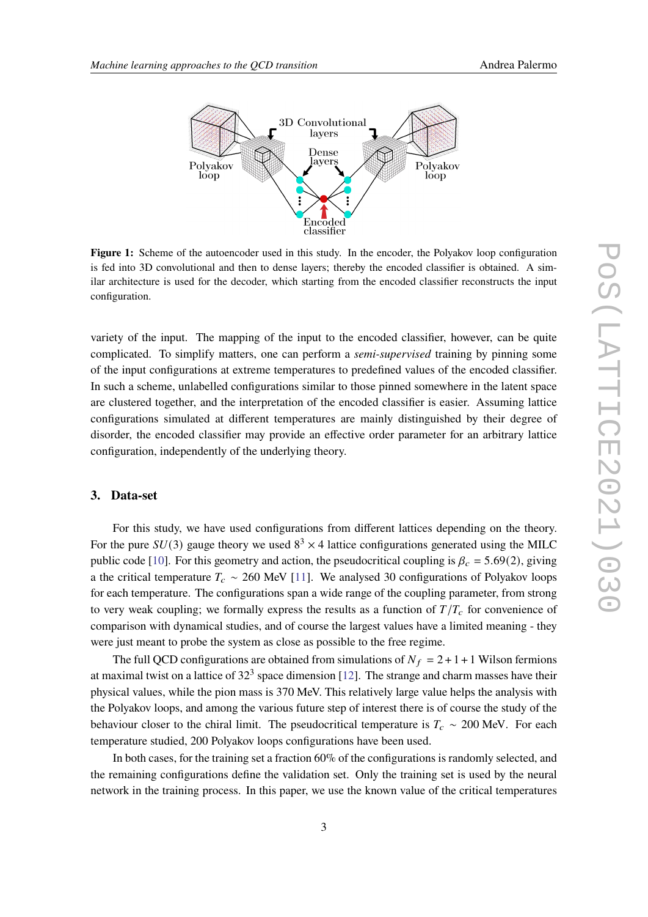**Figure 1:** Scheme of the autoencoder used in this study. In the encoder, the Polyakov loop configuration is fed into 3D convolutional and then to dense layers; thereby the encoded classifier is obtained. A similar architecture is used for the decoder, which starting from the encoded classifier reconstructs the input configuration.

variety of the input. The mapping of the input to the encoded classifier, however, can be quite complicated. To simplify matters, one can perform a *semi-supervised* training by pinning some of the input configurations at extreme temperatures to predefined values of the encoded classifier. In such a scheme, unlabelled configurations similar to those pinned somewhere in the latent space are clustered together, and the interpretation of the encoded classifier is easier. Assuming lattice configurations simulated at different temperatures are mainly distinguished by their degree of disorder, the encoded classifier may provide an effective order parameter for an arbitrary lattice configuration, independently of the underlying theory.

## 3. Data-set

For this study, we have used configurations from different lattices depending on the theory. For the pure $SU(3)$ gauge theory we used $8^3 \times 4$ lattice configurations generated using the MILC public code [10]. For this geometry and action, the pseudocritical coupling is $\beta_c = 5.69(2)$, giving a the critical temperature $T_c \sim 260$ MeV [11]. We analysed 30 configurations of Polyakov loops for each temperature. The configurations span a wide range of the coupling parameter, from strong to very weak coupling; we formally express the results as a function of $T/T_c$ for convenience of comparison with dynamical studies, and of course the largest values have a limited meaning - they were just meant to probe the system as close as possible to the free regime.

The full QCD configurations are obtained from simulations of $N_f = 2+1+1$ Wilson fermions at maximal twist on a lattice of $32^3$ space dimension [12]. The strange and charm masses have their physical values, while the pion mass is 370 MeV. This relatively large value helps the analysis with the Polyakov loops, and among the various future step of interest there is of course the study of the behaviour closer to the chiral limit. The pseudocritical temperature is $T_c \sim 200$ MeV. For each temperature studied, 200 Polyakov loops configurations have been used.

In both cases, for the training set a fraction 60% of the configurations is randomly selected, and the remaining configurations define the validation set. Only the training set is used by the neural network in the training process. In this paper, we use the known value of the critical temperatures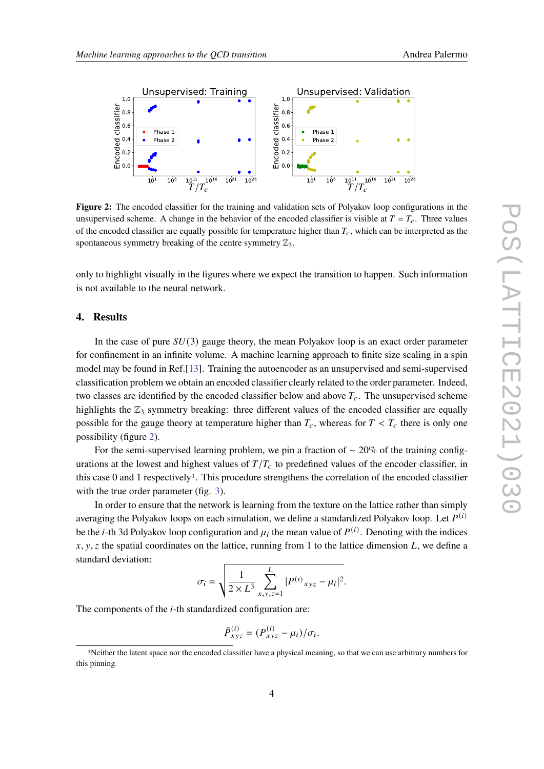**Figure 2:** The encoded classifier for the training and validation sets of Polyakov loop configurations in the unsupervised scheme. A change in the behavior of the encoded classifier is visible at $T = T_c$. Three values of the encoded classifier are equally possible for temperature higher than $T_c$, which can be interpreted as the spontaneous symmetry breaking of the centre symmetry $\mathbb{Z}_3$.

only to highlight visually in the figures where we expect the transition to happen. Such information is not available to the neural network.

## 4. Results

In the case of pure $SU(3)$ gauge theory, the mean Polyakov loop is an exact order parameter for confinement in an infinite volume. A machine learning approach to finite size scaling in a spin model may be found in Ref.[13]. Training the autoencoder as an unsupervised and semi-supervised classification problem we obtain an encoded classifier clearly related to the order parameter. Indeed, two classes are identified by the encoded classifier below and above $T_c$. The unsupervised scheme highlights the $\mathbb{Z}_3$ symmetry breaking: three different values of the encoded classifier are equally possible for the gauge theory at temperature higher than $T_c$, whereas for $T < T_c$ there is only one possibility (figure 2).

For the semi-supervised learning problem, we pin a fraction of $\sim 20\%$ of the training configurations at the lowest and highest values of $T/T_c$ to predefined values of the encoder classifier, in this case 0 and 1 respectively[1]. This procedure strengthens the correlation of the encoded classifier with the true order parameter (fig. 3).

In order to ensure that the network is learning from the texture on the lattice rather than simply averaging the Polyakov loops on each simulation, we define a standardized Polyakov loop. Let $P^{(i)}$ be the $i$-th 3d Polyakov loop configuration and $\mu_i$ the mean value of $P^{(i)}$. Denoting with the indices $x, y, z$ the spatial coordinates on the lattice, running from 1 to the lattice dimension $L$, we define a standard deviation:

$$\sigma_i = \sqrt{\frac{1}{2 \times L^3} \sum_{x,y,z=1}^{L} |P^{(i)}{}_{xyz} - \mu_i|^2}.$$

The components of the $i$-th standardized configuration are:

$$\tilde{P}^{(i)}_{xyz} = (P^{(i)}_{xyz} - \mu_i)/\sigma_i.$$

[1]Neither the latent space nor the encoded classifier have a physical meaning, so that we can use arbitrary numbers for this pinning.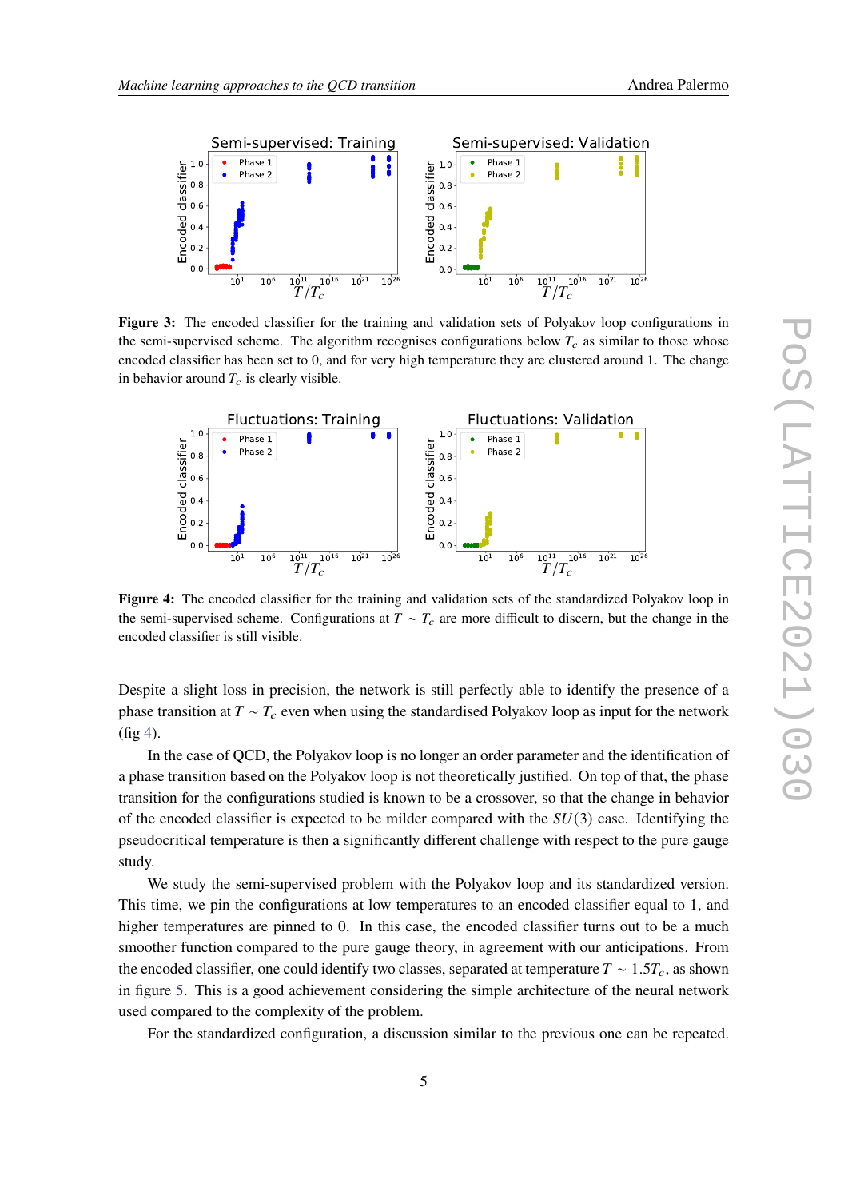**Figure 3:** The encoded classifier for the training and validation sets of Polyakov loop configurations in the semi-supervised scheme. The algorithm recognises configurations below $T_c$ as similar to those whose encoded classifier has been set to 0, and for very high temperature they are clustered around 1. The change in behavior around $T_c$ is clearly visible.

**Figure 4:** The encoded classifier for the training and validation sets of the standardized Polyakov loop in the semi-supervised scheme. Configurations at $T \sim T_c$ are more difficult to discern, but the change in the encoded classifier is still visible.

Despite a slight loss in precision, the network is still perfectly able to identify the presence of a phase transition at $T \sim T_c$ even when using the standardised Polyakov loop as input for the network (fig 4).

In the case of QCD, the Polyakov loop is no longer an order parameter and the identification of a phase transition based on the Polyakov loop is not theoretically justified. On top of that, the phase transition for the configurations studied is known to be a crossover, so that the change in behavior of the encoded classifier is expected to be milder compared with the $SU(3)$ case. Identifying the pseudocritical temperature is then a significantly different challenge with respect to the pure gauge study.

We study the semi-supervised problem with the Polyakov loop and its standardized version. This time, we pin the configurations at low temperatures to an encoded classifier equal to 1, and higher temperatures are pinned to 0. In this case, the encoded classifier turns out to be a much smoother function compared to the pure gauge theory, in agreement with our anticipations. From the encoded classifier, one could identify two classes, separated at temperature $T \sim 1.5T_c$, as shown in figure 5. This is a good achievement considering the simple architecture of the neural network used compared to the complexity of the problem.

For the standardized configuration, a discussion similar to the previous one can be repeated.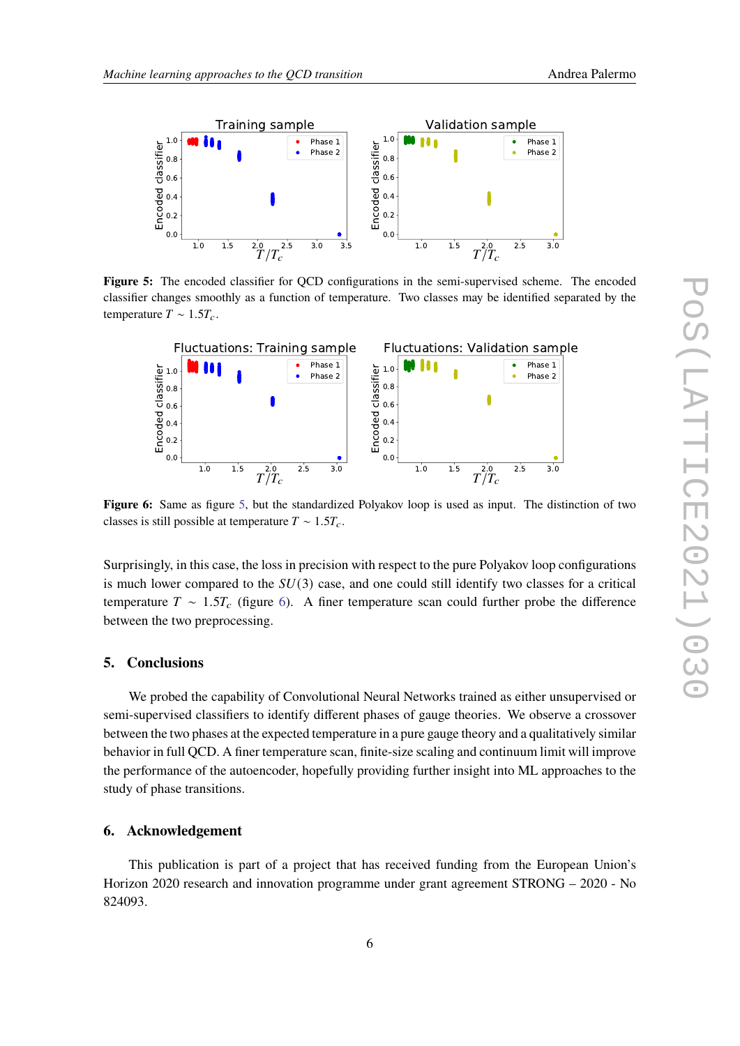**Figure 5:** The encoded classifier for QCD configurations in the semi-supervised scheme. The encoded classifier changes smoothly as a function of temperature. Two classes may be identified separated by the temperature $T \sim 1.5T_c$.

**Figure 6:** Same as figure 5, but the standardized Polyakov loop is used as input. The distinction of two classes is still possible at temperature $T \sim 1.5T_c$.

Surprisingly, in this case, the loss in precision with respect to the pure Polyakov loop configurations is much lower compared to the $SU(3)$ case, and one could still identify two classes for a critical temperature $T \sim 1.5T_c$ (figure 6). A finer temperature scan could further probe the difference between the two preprocessing.

## 5. Conclusions

We probed the capability of Convolutional Neural Networks trained as either unsupervised or semi-supervised classifiers to identify different phases of gauge theories. We observe a crossover between the two phases at the expected temperature in a pure gauge theory and a qualitatively similar behavior in full QCD. A finer temperature scan, finite-size scaling and continuum limit will improve the performance of the autoencoder, hopefully providing further insight into ML approaches to the study of phase transitions.

## 6. Acknowledgement

This publication is part of a project that has received funding from the European Union's Horizon 2020 research and innovation programme under grant agreement STRONG – 2020 - No 824093.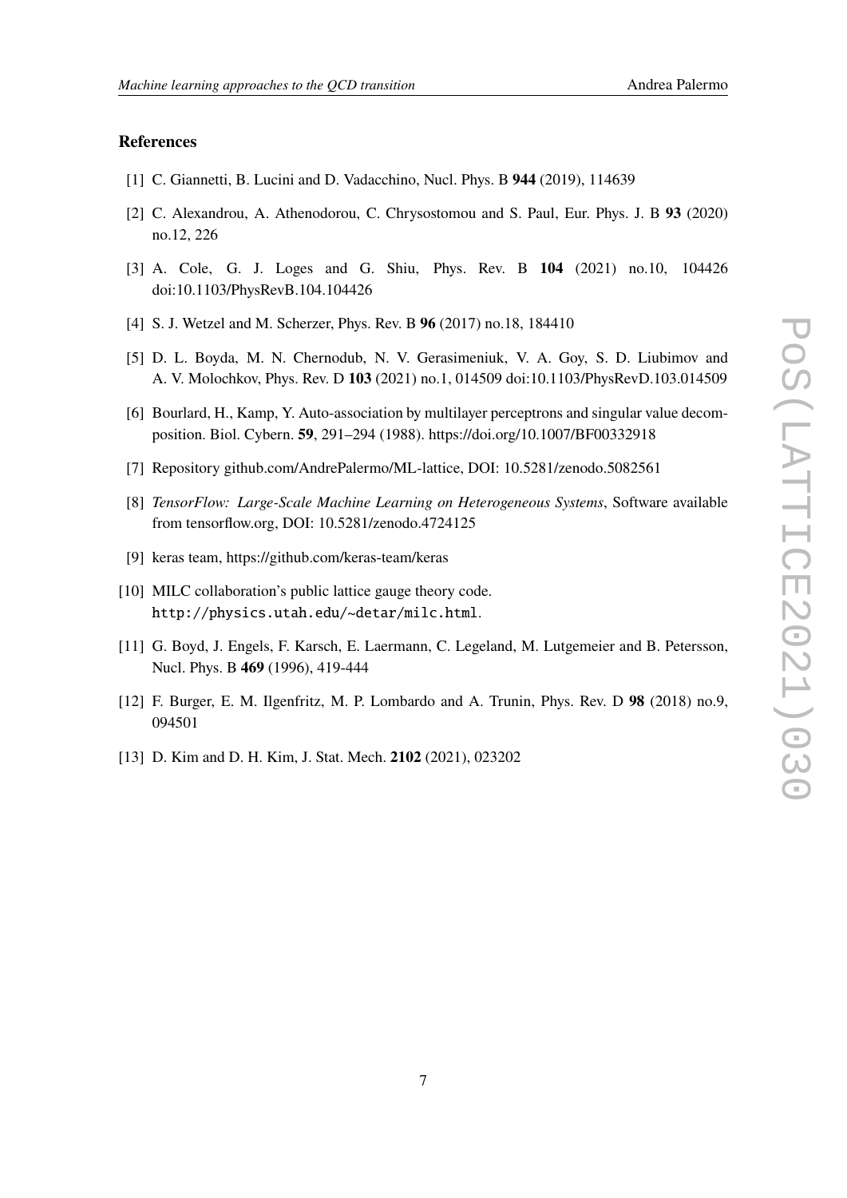## References

[1] C. Giannetti, B. Lucini and D. Vadacchino, Nucl. Phys. B **944** (2019), 114639

[2] C. Alexandrou, A. Athenodorou, C. Chrysostomou and S. Paul, Eur. Phys. J. B **93** (2020) no.12, 226

[3] A. Cole, G. J. Loges and G. Shiu, Phys. Rev. B **104** (2021) no.10, 104426 doi:10.1103/PhysRevB.104.104426

[4] S. J. Wetzel and M. Scherzer, Phys. Rev. B **96** (2017) no.18, 184410

[5] D. L. Boyda, M. N. Chernodub, N. V. Gerasimeniuk, V. A. Goy, S. D. Liubimov and A. V. Molochkov, Phys. Rev. D **103** (2021) no.1, 014509 doi:10.1103/PhysRevD.103.014509

[6] Bourlard, H., Kamp, Y. Auto-association by multilayer perceptrons and singular value decomposition. Biol. Cybern. **59**, 291–294 (1988). https://doi.org/10.1007/BF00332918

[7] Repository github.com/AndrePalermo/ML-lattice, DOI: 10.5281/zenodo.5082561

[8] *TensorFlow: Large-Scale Machine Learning on Heterogeneous Systems*, Software available from tensorflow.org, DOI: 10.5281/zenodo.4724125

[9] keras team, https://github.com/keras-team/keras

[10] MILC collaboration's public lattice gauge theory code. `http://physics.utah.edu/~detar/milc.html`.

[11] G. Boyd, J. Engels, F. Karsch, E. Laermann, C. Legeland, M. Lutgemeier and B. Petersson, Nucl. Phys. B **469** (1996), 419-444

[12] F. Burger, E. M. Ilgenfritz, M. P. Lombardo and A. Trunin, Phys. Rev. D **98** (2018) no.9, 094501

[13] D. Kim and D. H. Kim, J. Stat. Mech. **2102** (2021), 023202